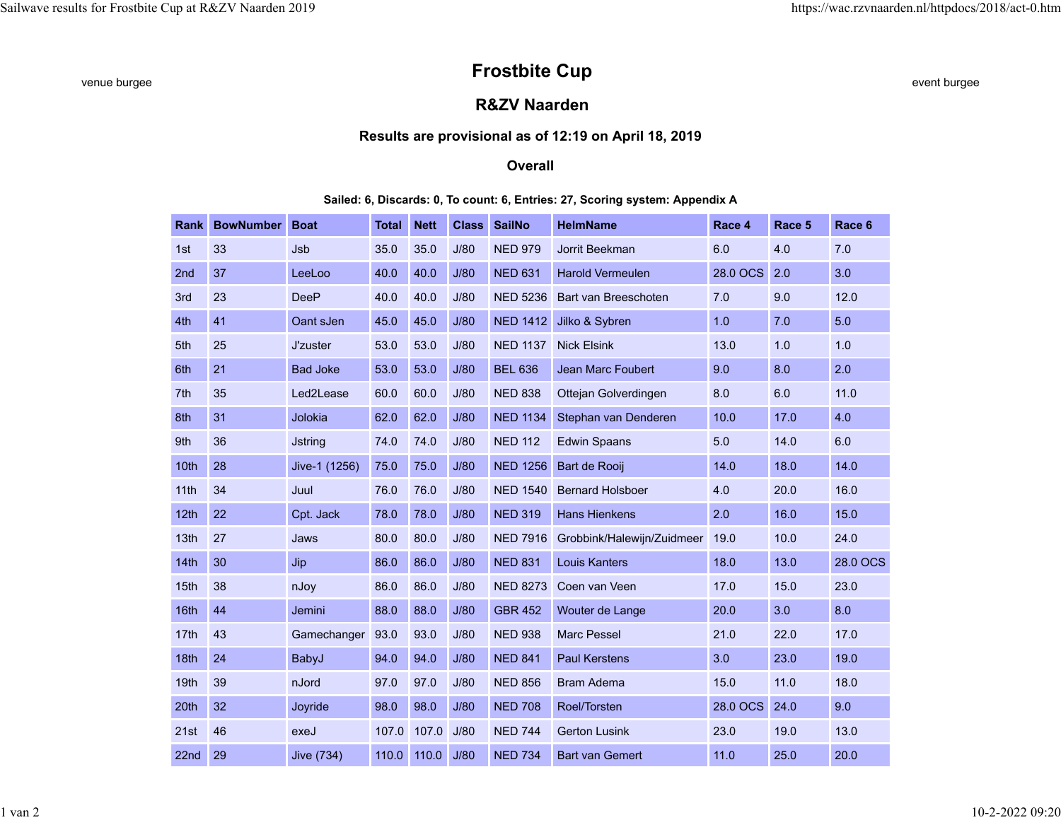venue burgee

# Frostbite Cup

## R&ZV Naarden

### Results are provisional as of 12:19 on April 18, 2019

### Overall

event burgee

**Sailed: 6, Discards: 0, To count: 6, Entries: 27, Scoring system: Appendix A**

| Rank | BowNumber | Boat | Total | Nett | Class | SailNo | HelmName | Race 4 | Race 5 | Race 6 |
|---|---|---|---|---|---|---|---|---|---|---|
| 1st | 33 | Jsb | 35.0 | 35.0 | J/80 | NED 979 | Jorrit Beekman | 6.0 | 4.0 | 7.0 |
| 2nd | 37 | LeeLoo | 40.0 | 40.0 | J/80 | NED 631 | Harold Vermeulen | 28.0 OCS | 2.0 | 3.0 |
| 3rd | 23 | DeeP | 40.0 | 40.0 | J/80 | NED 5236 | Bart van Breeschoten | 7.0 | 9.0 | 12.0 |
| 4th | 41 | Oant sJen | 45.0 | 45.0 | J/80 | NED 1412 | Jilko & Sybren | 1.0 | 7.0 | 5.0 |
| 5th | 25 | J'zuster | 53.0 | 53.0 | J/80 | NED 1137 | Nick Elsink | 13.0 | 1.0 | 1.0 |
| 6th | 21 | Bad Joke | 53.0 | 53.0 | J/80 | BEL 636 | Jean Marc Foubert | 9.0 | 8.0 | 2.0 |
| 7th | 35 | Led2Lease | 60.0 | 60.0 | J/80 | NED 838 | Ottejan Golverdingen | 8.0 | 6.0 | 11.0 |
| 8th | 31 | Jolokia | 62.0 | 62.0 | J/80 | NED 1134 | Stephan van Denderen | 10.0 | 17.0 | 4.0 |
| 9th | 36 | Jstring | 74.0 | 74.0 | J/80 | NED 112 | Edwin Spaans | 5.0 | 14.0 | 6.0 |
| 10th | 28 | Jive-1 (1256) | 75.0 | 75.0 | J/80 | NED 1256 | Bart de Rooij | 14.0 | 18.0 | 14.0 |
| 11th | 34 | Juul | 76.0 | 76.0 | J/80 | NED 1540 | Bernard Holsboer | 4.0 | 20.0 | 16.0 |
| 12th | 22 | Cpt. Jack | 78.0 | 78.0 | J/80 | NED 319 | Hans Hienkens | 2.0 | 16.0 | 15.0 |
| 13th | 27 | Jaws | 80.0 | 80.0 | J/80 | NED 7916 | Grobbink/Halewijn/Zuidmeer | 19.0 | 10.0 | 24.0 |
| 14th | 30 | Jip | 86.0 | 86.0 | J/80 | NED 831 | Louis Kanters | 18.0 | 13.0 | 28.0 OCS |
| 15th | 38 | nJoy | 86.0 | 86.0 | J/80 | NED 8273 | Coen van Veen | 17.0 | 15.0 | 23.0 |
| 16th | 44 | Jemini | 88.0 | 88.0 | J/80 | GBR 452 | Wouter de Lange | 20.0 | 3.0 | 8.0 |
| 17th | 43 | Gamechanger | 93.0 | 93.0 | J/80 | NED 938 | Marc Pessel | 21.0 | 22.0 | 17.0 |
| 18th | 24 | BabyJ | 94.0 | 94.0 | J/80 | NED 841 | Paul Kerstens | 3.0 | 23.0 | 19.0 |
| 19th | 39 | nJord | 97.0 | 97.0 | J/80 | NED 856 | Bram Adema | 15.0 | 11.0 | 18.0 |
| 20th | 32 | Joyride | 98.0 | 98.0 | J/80 | NED 708 | Roel/Torsten | 28.0 OCS | 24.0 | 9.0 |
| 21st | 46 | exeJ | 107.0 | 107.0 | J/80 | NED 744 | Gerton Lusink | 23.0 | 19.0 | 13.0 |
| 22nd | 29 | Jive (734) | 110.0 | 110.0 | J/80 | NED 734 | Bart van Gemert | 11.0 | 25.0 | 20.0 |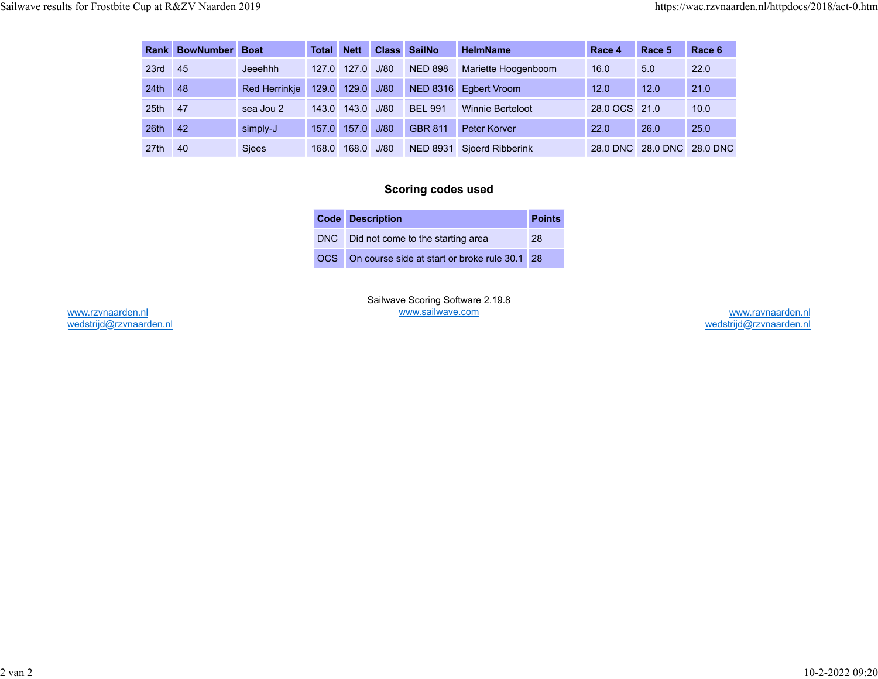| Rank | BowNumber | Boat | Total | Nett | Class | SailNo | HelmName | Race 4 | Race 5 | Race 6 |
|---|---|---|---|---|---|---|---|---|---|---|
| 23rd | 45 | Jeeehhh | 127.0 | 127.0 | J/80 | NED 898 | Mariette Hoogenboom | 16.0 | 5.0 | 22.0 |
| 24th | 48 | Red Herrinkje | 129.0 | 129.0 | J/80 | NED 8316 | Egbert Vroom | 12.0 | 12.0 | 21.0 |
| 25th | 47 | sea Jou 2 | 143.0 | 143.0 | J/80 | BEL 991 | Winnie Berteloot | 28.0 OCS | 21.0 | 10.0 |
| 26th | 42 | simply-J | 157.0 | 157.0 | J/80 | GBR 811 | Peter Korver | 22.0 | 26.0 | 25.0 |
| 27th | 40 | Sjees | 168.0 | 168.0 | J/80 | NED 8931 | Sjoerd Ribberink | 28.0 DNC | 28.0 DNC | 28.0 DNC |

### Scoring codes used

| Code | Description | Points |
|---|---|---|
| DNC | Did not come to the starting area | 28 |
| OCS | On course side at start or broke rule 30.1 | 28 |

Sailwave Scoring Software 2.19.8
www.sailwave.com

www.rzvnaarden.nl
wedstrijd@rzvnaarden.nl

www.ravnaarden.nl
wedstrijd@rzvnaarden.nl